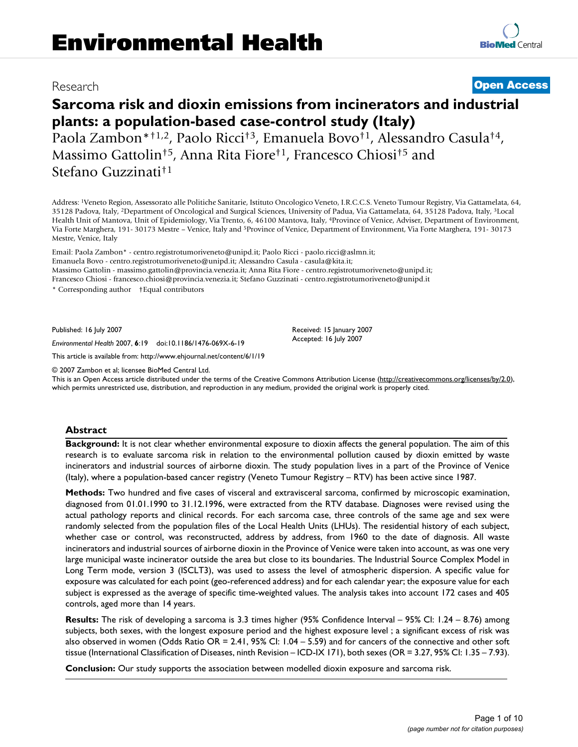# Environmental Health

Research

**Open Access**

## Sarcoma risk and dioxin emissions from incinerators and industrial plants: a population-based case-control study (Italy)

Paola Zambon*†[1,2], Paolo Ricci†[3], Emanuela Bovo†[1], Alessandro Casula†[4], Massimo Gattolin†[5], Anna Rita Fiore†[1], Francesco Chiosi†[5] and Stefano Guzzinati†[1]

Address: [1]Veneto Region, Assessorato alle Politiche Sanitarie, Istituto Oncologico Veneto, I.R.C.C.S. Veneto Tumour Registry, Via Gattamelata, 64, 35128 Padova, Italy, [2]Department of Oncological and Surgical Sciences, University of Padua, Via Gattamelata, 64, 35128 Padova, Italy, [3]Local Health Unit of Mantova, Unit of Epidemiology, Via Trento, 6, 46100 Mantova, Italy, [4]Province of Venice, Adviser, Department of Environment, Via Forte Marghera, 191- 30173 Mestre – Venice, Italy and [5]Province of Venice, Department of Environment, Via Forte Marghera, 191- 30173 Mestre, Venice, Italy

Email: Paola Zambon* - centro.registrotumoriveneto@unipd.it; Paolo Ricci - paolo.ricci@aslmn.it; Emanuela Bovo - centro.registrotumoriveneto@unipd.it; Alessandro Casula - casula@kita.it; Massimo Gattolin - massimo.gattolin@provincia.venezia.it; Anna Rita Fiore - centro.registrotumoriveneto@unipd.it; Francesco Chiosi - francesco.chiosi@provincia.venezia.it; Stefano Guzzinati - centro.registrotumoriveneto@unipd.it

\* Corresponding author †Equal contributors

Published: 16 July 2007

*Environmental Health* 2007, **6**:19 doi:10.1186/1476-069X-6-19

This article is available from: http://www.ehjournal.net/content/6/1/19

Received: 15 January 2007
Accepted: 16 July 2007

© 2007 Zambon et al; licensee BioMed Central Ltd.
This is an Open Access article distributed under the terms of the Creative Commons Attribution License (http://creativecommons.org/licenses/by/2.0), which permits unrestricted use, distribution, and reproduction in any medium, provided the original work is properly cited.

## Abstract

**Background:** It is not clear whether environmental exposure to dioxin affects the general population. The aim of this research is to evaluate sarcoma risk in relation to the environmental pollution caused by dioxin emitted by waste incinerators and industrial sources of airborne dioxin. The study population lives in a part of the Province of Venice (Italy), where a population-based cancer registry (Veneto Tumour Registry – RTV) has been active since 1987.

**Methods:** Two hundred and five cases of visceral and extravisceral sarcoma, confirmed by microscopic examination, diagnosed from 01.01.1990 to 31.12.1996, were extracted from the RTV database. Diagnoses were revised using the actual pathology reports and clinical records. For each sarcoma case, three controls of the same age and sex were randomly selected from the population files of the Local Health Units (LHUs). The residential history of each subject, whether case or control, was reconstructed, address by address, from 1960 to the date of diagnosis. All waste incinerators and industrial sources of airborne dioxin in the Province of Venice were taken into account, as was one very large municipal waste incinerator outside the area but close to its boundaries. The Industrial Source Complex Model in Long Term mode, version 3 (ISCLT3), was used to assess the level of atmospheric dispersion. A specific value for exposure was calculated for each point (geo-referenced address) and for each calendar year; the exposure value for each subject is expressed as the average of specific time-weighted values. The analysis takes into account 172 cases and 405 controls, aged more than 14 years.

**Results:** The risk of developing a sarcoma is 3.3 times higher (95% Confidence Interval – 95% CI: 1.24 – 8.76) among subjects, both sexes, with the longest exposure period and the highest exposure level ; a significant excess of risk was also observed in women (Odds Ratio OR = 2.41, 95% CI: 1.04 – 5.59) and for cancers of the connective and other soft tissue (International Classification of Diseases, ninth Revision – ICD-IX 171), both sexes (OR = 3.27, 95% CI: 1.35 – 7.93).

**Conclusion:** Our study supports the association between modelled dioxin exposure and sarcoma risk.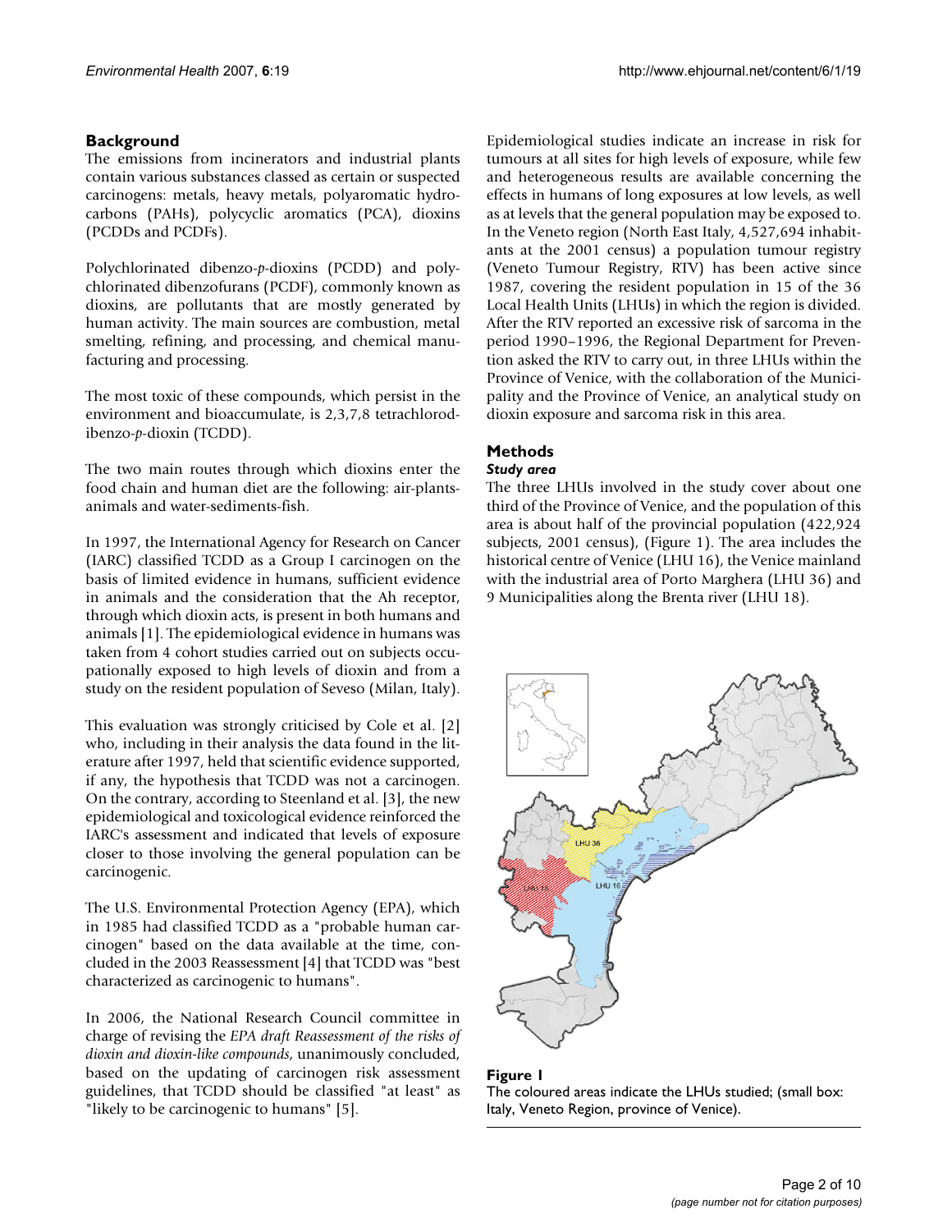## Background

The emissions from incinerators and industrial plants contain various substances classed as certain or suspected carcinogens: metals, heavy metals, polyaromatic hydrocarbons (PAHs), polycyclic aromatics (PCA), dioxins (PCDDs and PCDFs).

Polychlorinated dibenzo-*p*-dioxins (PCDD) and polychlorinated dibenzofurans (PCDF), commonly known as dioxins, are pollutants that are mostly generated by human activity. The main sources are combustion, metal smelting, refining, and processing, and chemical manufacturing and processing.

The most toxic of these compounds, which persist in the environment and bioaccumulate, is 2,3,7,8 tetrachlorodibenzo-*p*-dioxin (TCDD).

The two main routes through which dioxins enter the food chain and human diet are the following: air-plants-animals and water-sediments-fish.

In 1997, the International Agency for Research on Cancer (IARC) classified TCDD as a Group I carcinogen on the basis of limited evidence in humans, sufficient evidence in animals and the consideration that the Ah receptor, through which dioxin acts, is present in both humans and animals [1]. The epidemiological evidence in humans was taken from 4 cohort studies carried out on subjects occupationally exposed to high levels of dioxin and from a study on the resident population of Seveso (Milan, Italy).

This evaluation was strongly criticised by Cole et al. [2] who, including in their analysis the data found in the literature after 1997, held that scientific evidence supported, if any, the hypothesis that TCDD was not a carcinogen. On the contrary, according to Steenland et al. [3], the new epidemiological and toxicological evidence reinforced the IARC's assessment and indicated that levels of exposure closer to those involving the general population can be carcinogenic.

The U.S. Environmental Protection Agency (EPA), which in 1985 had classified TCDD as a "probable human carcinogen" based on the data available at the time, concluded in the 2003 Reassessment [4] that TCDD was "best characterized as carcinogenic to humans".

In 2006, the National Research Council committee in charge of revising the *EPA draft Reassessment of the risks of dioxin and dioxin-like compounds*, unanimously concluded, based on the updating of carcinogen risk assessment guidelines, that TCDD should be classified "at least" as "likely to be carcinogenic to humans" [5].

Epidemiological studies indicate an increase in risk for tumours at all sites for high levels of exposure, while few and heterogeneous results are available concerning the effects in humans of long exposures at low levels, as well as at levels that the general population may be exposed to. In the Veneto region (North East Italy, 4,527,694 inhabitants at the 2001 census) a population tumour registry (Veneto Tumour Registry, RTV) has been active since 1987, covering the resident population in 15 of the 36 Local Health Units (LHUs) in which the region is divided. After the RTV reported an excessive risk of sarcoma in the period 1990–1996, the Regional Department for Prevention asked the RTV to carry out, in three LHUs within the Province of Venice, with the collaboration of the Municipality and the Province of Venice, an analytical study on dioxin exposure and sarcoma risk in this area.

## Methods

### *Study area*

The three LHUs involved in the study cover about one third of the Province of Venice, and the population of this area is about half of the provincial population (422,924 subjects, 2001 census), (Figure 1). The area includes the historical centre of Venice (LHU 16), the Venice mainland with the industrial area of Porto Marghera (LHU 36) and 9 Municipalities along the Brenta river (LHU 18).

**Figure 1**
The coloured areas indicate the LHUs studied; (small box: Italy, Veneto Region, province of Venice).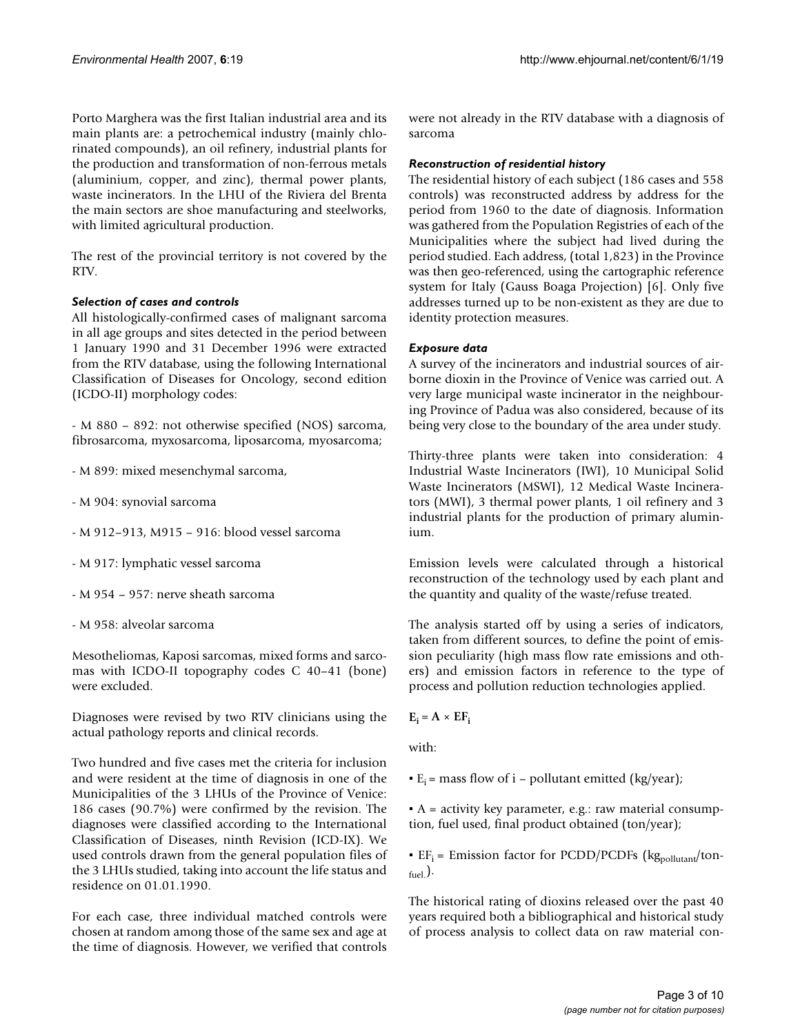Porto Marghera was the first Italian industrial area and its main plants are: a petrochemical industry (mainly chlorinated compounds), an oil refinery, industrial plants for the production and transformation of non-ferrous metals (aluminium, copper, and zinc), thermal power plants, waste incinerators. In the LHU of the Riviera del Brenta the main sectors are shoe manufacturing and steelworks, with limited agricultural production.

The rest of the provincial territory is not covered by the RTV.

### *Selection of cases and controls*

All histologically-confirmed cases of malignant sarcoma in all age groups and sites detected in the period between 1 January 1990 and 31 December 1996 were extracted from the RTV database, using the following International Classification of Diseases for Oncology, second edition (ICDO-II) morphology codes:

- M 880 – 892: not otherwise specified (NOS) sarcoma, fibrosarcoma, myxosarcoma, liposarcoma, myosarcoma;

- M 899: mixed mesenchymal sarcoma,

- M 904: synovial sarcoma

- M 912–913, M915 – 916: blood vessel sarcoma

- M 917: lymphatic vessel sarcoma

- M 954 – 957: nerve sheath sarcoma

- M 958: alveolar sarcoma

Mesotheliomas, Kaposi sarcomas, mixed forms and sarcomas with ICDO-II topography codes C 40–41 (bone) were excluded.

Diagnoses were revised by two RTV clinicians using the actual pathology reports and clinical records.

Two hundred and five cases met the criteria for inclusion and were resident at the time of diagnosis in one of the Municipalities of the 3 LHUs of the Province of Venice: 186 cases (90.7%) were confirmed by the revision. The diagnoses were classified according to the International Classification of Diseases, ninth Revision (ICD-IX). We used controls drawn from the general population files of the 3 LHUs studied, taking into account the life status and residence on 01.01.1990.

For each case, three individual matched controls were chosen at random among those of the same sex and age at the time of diagnosis. However, we verified that controls were not already in the RTV database with a diagnosis of sarcoma

### *Reconstruction of residential history*

The residential history of each subject (186 cases and 558 controls) was reconstructed address by address for the period from 1960 to the date of diagnosis. Information was gathered from the Population Registries of each of the Municipalities where the subject had lived during the period studied. Each address, (total 1,823) in the Province was then geo-referenced, using the cartographic reference system for Italy (Gauss Boaga Projection) [6]. Only five addresses turned up to be non-existent as they are due to identity protection measures.

### *Exposure data*

A survey of the incinerators and industrial sources of airborne dioxin in the Province of Venice was carried out. A very large municipal waste incinerator in the neighbouring Province of Padua was also considered, because of its being very close to the boundary of the area under study.

Thirty-three plants were taken into consideration: 4 Industrial Waste Incinerators (IWI), 10 Municipal Solid Waste Incinerators (MSWI), 12 Medical Waste Incinerators (MWI), 3 thermal power plants, 1 oil refinery and 3 industrial plants for the production of primary aluminium.

Emission levels were calculated through a historical reconstruction of the technology used by each plant and the quantity and quality of the waste/refuse treated.

The analysis started off by using a series of indicators, taken from different sources, to define the point of emission peculiarity (high mass flow rate emissions and others) and emission factors in reference to the type of process and pollution reduction technologies applied.

$$\mathbf{E_i = A \times EF_i}$$

with:

- $E_i$ = mass flow of i – pollutant emitted (kg/year);

- A = activity key parameter, e.g.: raw material consumption, fuel used, final product obtained (ton/year);

- $EF_i$ = Emission factor for PCDD/PCDFs ($kg_{pollutant}/ton_{fuel.}$).

The historical rating of dioxins released over the past 40 years required both a bibliographical and historical study of process analysis to collect data on raw material con-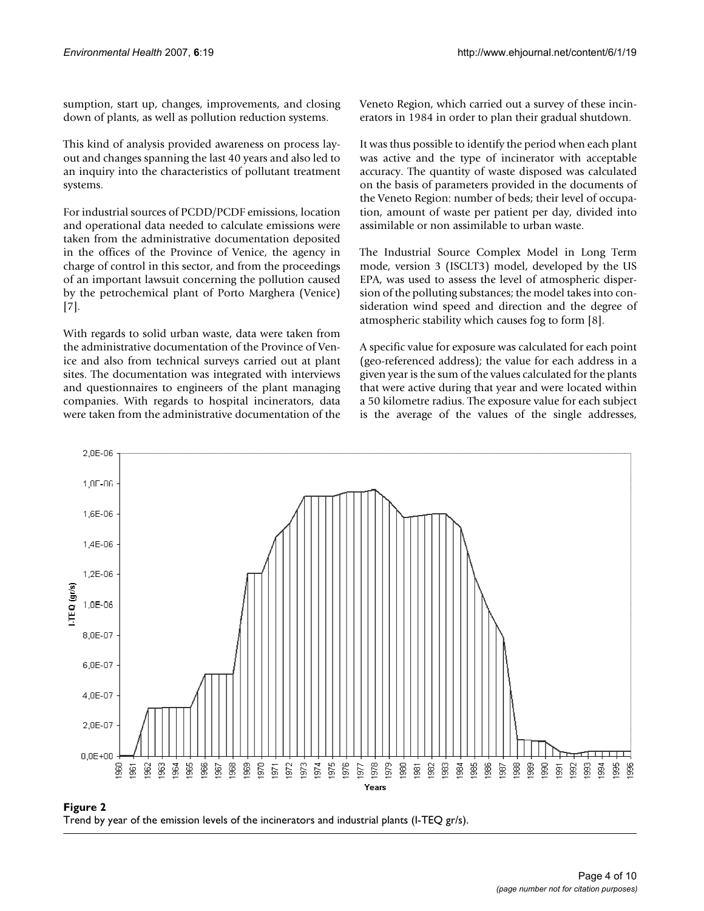sumption, start up, changes, improvements, and closing down of plants, as well as pollution reduction systems.

This kind of analysis provided awareness on process layout and changes spanning the last 40 years and also led to an inquiry into the characteristics of pollutant treatment systems.

For industrial sources of PCDD/PCDF emissions, location and operational data needed to calculate emissions were taken from the administrative documentation deposited in the offices of the Province of Venice, the agency in charge of control in this sector, and from the proceedings of an important lawsuit concerning the pollution caused by the petrochemical plant of Porto Marghera (Venice) [7].

With regards to solid urban waste, data were taken from the administrative documentation of the Province of Venice and also from technical surveys carried out at plant sites. The documentation was integrated with interviews and questionnaires to engineers of the plant managing companies. With regards to hospital incinerators, data were taken from the administrative documentation of the Veneto Region, which carried out a survey of these incinerators in 1984 in order to plan their gradual shutdown.

It was thus possible to identify the period when each plant was active and the type of incinerator with acceptable accuracy. The quantity of waste disposed was calculated on the basis of parameters provided in the documents of the Veneto Region: number of beds; their level of occupation, amount of waste per patient per day, divided into assimilable or non assimilable to urban waste.

The Industrial Source Complex Model in Long Term mode, version 3 (ISCLT3) model, developed by the US EPA, was used to assess the level of atmospheric dispersion of the polluting substances; the model takes into consideration wind speed and direction and the degree of atmospheric stability which causes fog to form [8].

A specific value for exposure was calculated for each point (geo-referenced address); the value for each address in a given year is the sum of the values calculated for the plants that were active during that year and were located within a 50 kilometre radius. The exposure value for each subject is the average of the values of the single addresses,

**Figure 2**
Trend by year of the emission levels of the incinerators and industrial plants (I-TEQ gr/s).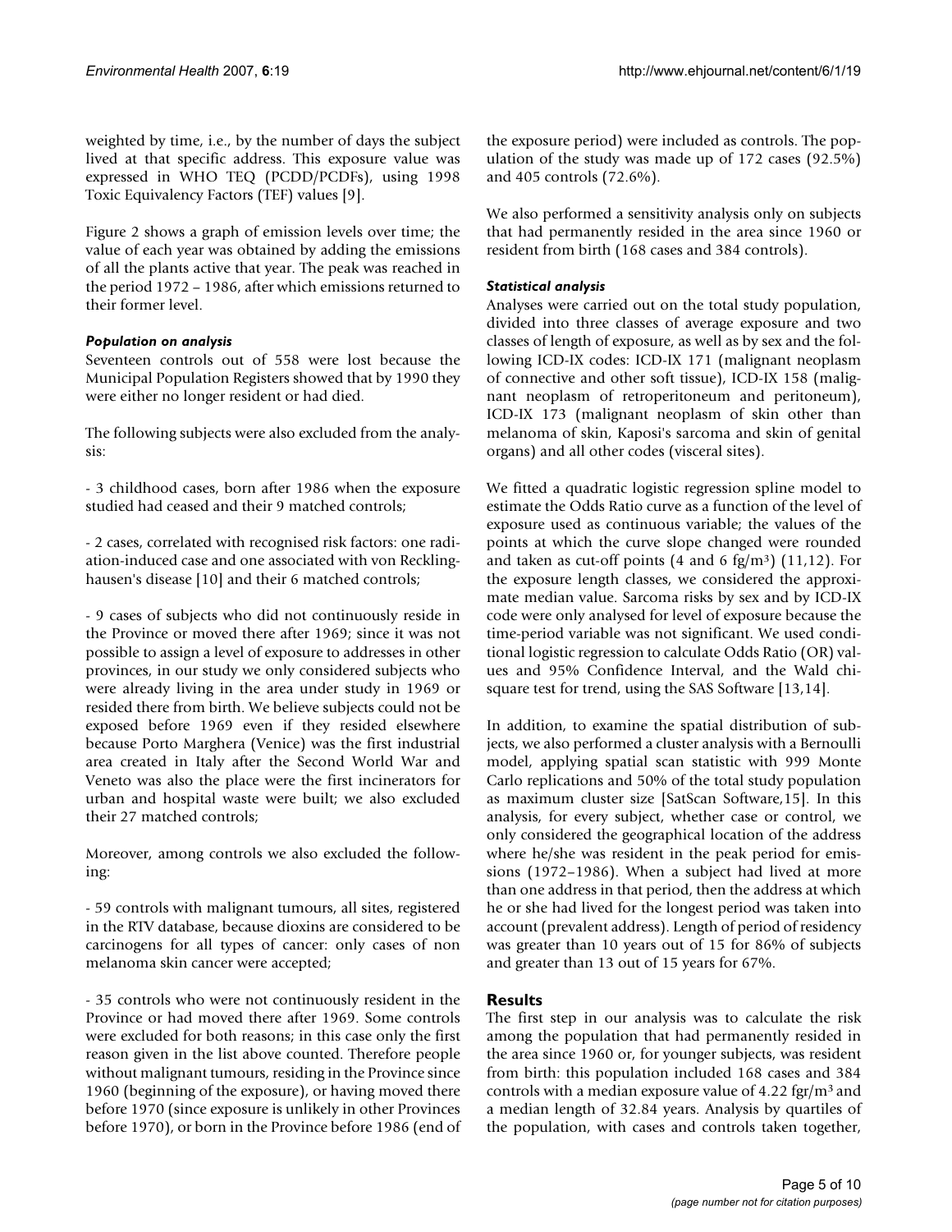weighted by time, i.e., by the number of days the subject lived at that specific address. This exposure value was expressed in WHO TEQ (PCDD/PCDFs), using 1998 Toxic Equivalency Factors (TEF) values [9].

Figure 2 shows a graph of emission levels over time; the value of each year was obtained by adding the emissions of all the plants active that year. The peak was reached in the period 1972 – 1986, after which emissions returned to their former level.

### *Population on analysis*

Seventeen controls out of 558 were lost because the Municipal Population Registers showed that by 1990 they were either no longer resident or had died.

The following subjects were also excluded from the analysis:

- 3 childhood cases, born after 1986 when the exposure studied had ceased and their 9 matched controls;

- 2 cases, correlated with recognised risk factors: one radiation-induced case and one associated with von Recklinghausen's disease [10] and their 6 matched controls;

- 9 cases of subjects who did not continuously reside in the Province or moved there after 1969; since it was not possible to assign a level of exposure to addresses in other provinces, in our study we only considered subjects who were already living in the area under study in 1969 or resided there from birth. We believe subjects could not be exposed before 1969 even if they resided elsewhere because Porto Marghera (Venice) was the first industrial area created in Italy after the Second World War and Veneto was also the place were the first incinerators for urban and hospital waste were built; we also excluded their 27 matched controls;

Moreover, among controls we also excluded the following:

- 59 controls with malignant tumours, all sites, registered in the RTV database, because dioxins are considered to be carcinogens for all types of cancer: only cases of non melanoma skin cancer were accepted;

- 35 controls who were not continuously resident in the Province or had moved there after 1969. Some controls were excluded for both reasons; in this case only the first reason given in the list above counted. Therefore people without malignant tumours, residing in the Province since 1960 (beginning of the exposure), or having moved there before 1970 (since exposure is unlikely in other Provinces before 1970), or born in the Province before 1986 (end of the exposure period) were included as controls. The population of the study was made up of 172 cases (92.5%) and 405 controls (72.6%).

We also performed a sensitivity analysis only on subjects that had permanently resided in the area since 1960 or resident from birth (168 cases and 384 controls).

### *Statistical analysis*

Analyses were carried out on the total study population, divided into three classes of average exposure and two classes of length of exposure, as well as by sex and the following ICD-IX codes: ICD-IX 171 (malignant neoplasm of connective and other soft tissue), ICD-IX 158 (malignant neoplasm of retroperitoneum and peritoneum), ICD-IX 173 (malignant neoplasm of skin other than melanoma of skin, Kaposi's sarcoma and skin of genital organs) and all other codes (visceral sites).

We fitted a quadratic logistic regression spline model to estimate the Odds Ratio curve as a function of the level of exposure used as continuous variable; the values of the points at which the curve slope changed were rounded and taken as cut-off points (4 and 6 fg/m$^3$) (11,12). For the exposure length classes, we considered the approximate median value. Sarcoma risks by sex and by ICD-IX code were only analysed for level of exposure because the time-period variable was not significant. We used conditional logistic regression to calculate Odds Ratio (OR) values and 95% Confidence Interval, and the Wald chi-square test for trend, using the SAS Software [13,14].

In addition, to examine the spatial distribution of subjects, we also performed a cluster analysis with a Bernoulli model, applying spatial scan statistic with 999 Monte Carlo replications and 50% of the total study population as maximum cluster size [SatScan Software,15]. In this analysis, for every subject, whether case or control, we only considered the geographical location of the address where he/she was resident in the peak period for emissions (1972–1986). When a subject had lived at more than one address in that period, then the address at which he or she had lived for the longest period was taken into account (prevalent address). Length of period of residency was greater than 10 years out of 15 for 86% of subjects and greater than 13 out of 15 years for 67%.

## Results

The first step in our analysis was to calculate the risk among the population that had permanently resided in the area since 1960 or, for younger subjects, was resident from birth: this population included 168 cases and 384 controls with a median exposure value of 4.22 fgr/m$^3$ and a median length of 32.84 years. Analysis by quartiles of the population, with cases and controls taken together,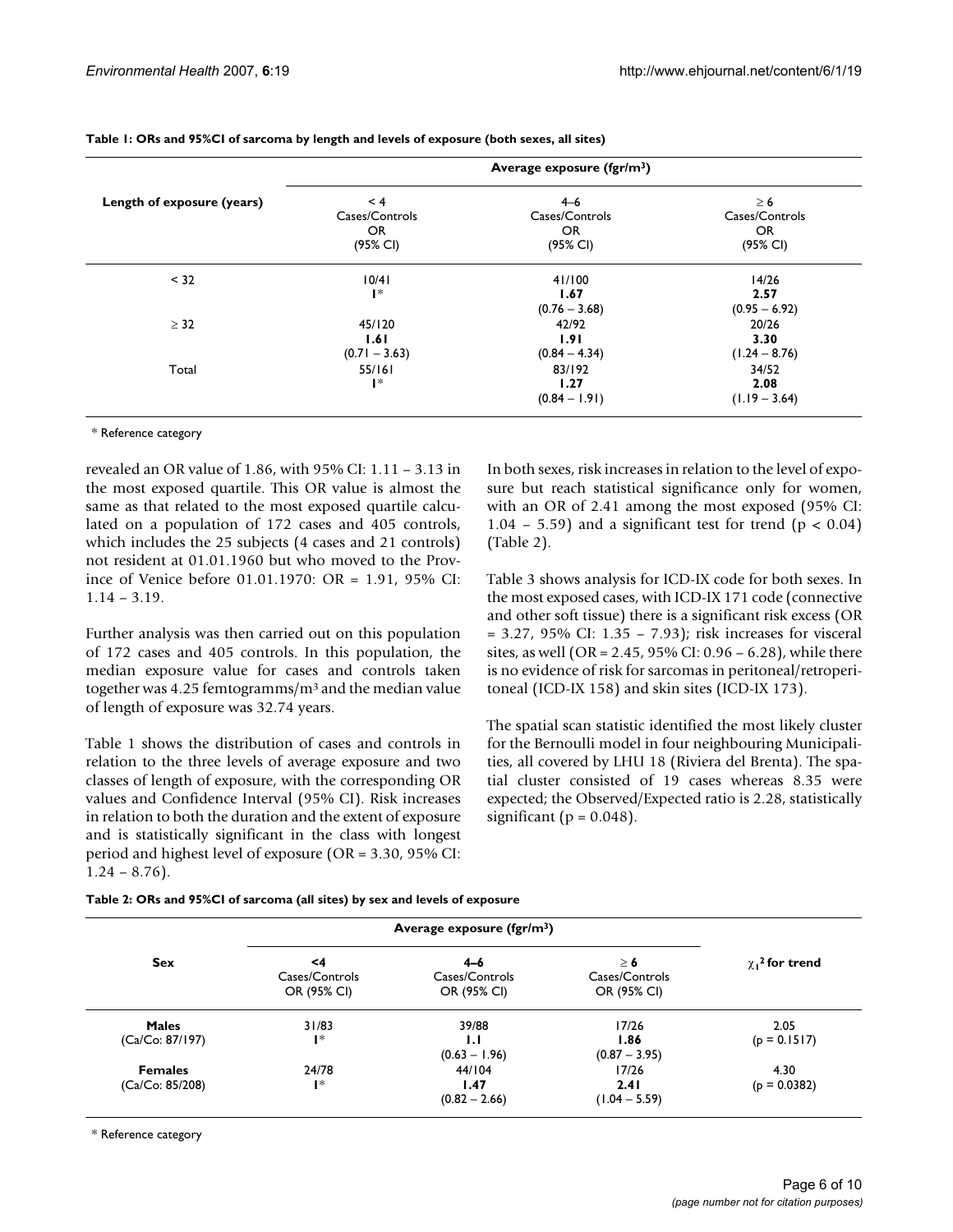**Table 1: ORs and 95%CI of sarcoma by length and levels of exposure (both sexes, all sites)**

| Length of exposure (years) | Average exposure (fgr/m³) | | |
|---|---|---|---|
| | < 4 Cases/Controls OR (95% CI) | 4–6 Cases/Controls OR (95% CI) | ≥ 6 Cases/Controls OR (95% CI) |
| < 32 | 10/41 **1**\* | 41/100 **1.67** (0.76 – 3.68) | 14/26 **2.57** (0.95 – 6.92) |
| ≥ 32 | 45/120 **1.61** (0.71 – 3.63) | 42/92 **1.91** (0.84 – 4.34) | 20/26 **3.30** (1.24 – 8.76) |
| Total | 55/161 **1**\* | 83/192 **1.27** (0.84 – 1.91) | 34/52 **2.08** (1.19 – 3.64) |

\* Reference category

revealed an OR value of 1.86, with 95% CI: 1.11 – 3.13 in the most exposed quartile. This OR value is almost the same as that related to the most exposed quartile calculated on a population of 172 cases and 405 controls, which includes the 25 subjects (4 cases and 21 controls) not resident at 01.01.1960 but who moved to the Province of Venice before 01.01.1970: OR = 1.91, 95% CI: 1.14 – 3.19.

Further analysis was then carried out on this population of 172 cases and 405 controls. In this population, the median exposure value for cases and controls taken together was 4.25 femtogramms/m³ and the median value of length of exposure was 32.74 years.

Table 1 shows the distribution of cases and controls in relation to the three levels of average exposure and two classes of length of exposure, with the corresponding OR values and Confidence Interval (95% CI). Risk increases in relation to both the duration and the extent of exposure and is statistically significant in the class with longest period and highest level of exposure (OR = 3.30, 95% CI: 1.24 – 8.76).

In both sexes, risk increases in relation to the level of exposure but reach statistical significance only for women, with an OR of 2.41 among the most exposed (95% CI: 1.04 – 5.59) and a significant test for trend ($p < 0.04$) (Table 2).

Table 3 shows analysis for ICD-IX code for both sexes. In the most exposed cases, with ICD-IX 171 code (connective and other soft tissue) there is a significant risk excess (OR = 3.27, 95% CI: 1.35 – 7.93); risk increases for visceral sites, as well (OR = 2.45, 95% CI: 0.96 – 6.28), while there is no evidence of risk for sarcomas in peritoneal/retroperitoneal (ICD-IX 158) and skin sites (ICD-IX 173).

The spatial scan statistic identified the most likely cluster for the Bernoulli model in four neighbouring Municipalities, all covered by LHU 18 (Riviera del Brenta). The spatial cluster consisted of 19 cases whereas 8.35 were expected; the Observed/Expected ratio is 2.28, statistically significant ($p = 0.048$).

**Table 2: ORs and 95%CI of sarcoma (all sites) by sex and levels of exposure**

| Sex | Average exposure (fgr/m³) | | | $\chi_1^2$ for trend |
|---|---|---|---|---|
| | <4 Cases/Controls OR (95% CI) | 4–6 Cases/Controls OR (95% CI) | ≥ 6 Cases/Controls OR (95% CI) | |
| **Males** (Ca/Co: 87/197) | 31/83 **1**\* | 39/88 **1.1** (0.63 – 1.96) | 17/26 **1.86** (0.87 – 3.95) | 2.05 (p = 0.1517) |
| **Females** (Ca/Co: 85/208) | 24/78 **1**\* | 44/104 **1.47** (0.82 – 2.66) | 17/26 **2.41** (1.04 – 5.59) | 4.30 (p = 0.0382) |

\* Reference category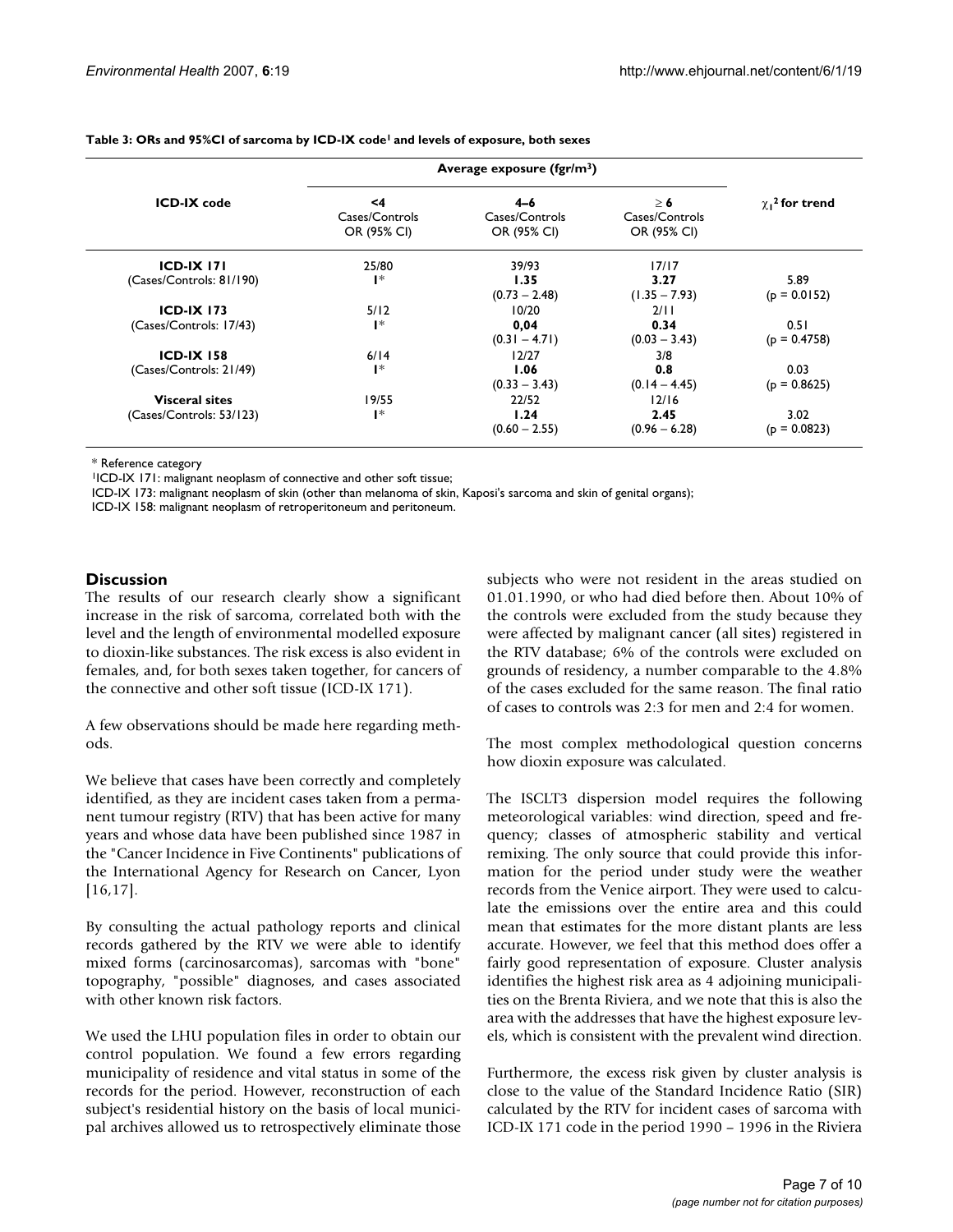**Table 3: ORs and 95%CI of sarcoma by ICD-IX code[1] and levels of exposure, both sexes**

| ICD-IX code | Average exposure (fgr/m³) <4 Cases/Controls OR (95% CI) | 4–6 Cases/Controls OR (95% CI) | ≥ 6 Cases/Controls OR (95% CI) | $\chi_1^2$ for trend |
|---|---|---|---|---|
| **ICD-IX 171** (Cases/Controls: 81/190) | 25/80 1* | 39/93 **1.35** (0.73 – 2.48) | 17/17 **3.27** (1.35 – 7.93) | 5.89 (p = 0.0152) |
| **ICD-IX 173** (Cases/Controls: 17/43) | 5/12 1* | 10/20 **0,04** (0.31 – 4.71) | 2/11 **0.34** (0.03 – 3.43) | 0.51 (p = 0.4758) |
| **ICD-IX 158** (Cases/Controls: 21/49) | 6/14 1* | 12/27 **1.06** (0.33 – 3.43) | 3/8 **0.8** (0.14 – 4.45) | 0.03 (p = 0.8625) |
| **Visceral sites** (Cases/Controls: 53/123) | 19/55 1* | 22/52 **1.24** (0.60 – 2.55) | 12/16 **2.45** (0.96 – 6.28) | 3.02 (p = 0.0823) |

\* Reference category

[1]ICD-IX 171: malignant neoplasm of connective and other soft tissue;

ICD-IX 173: malignant neoplasm of skin (other than melanoma of skin, Kaposi's sarcoma and skin of genital organs);

ICD-IX 158: malignant neoplasm of retroperitoneum and peritoneum.

## Discussion

The results of our research clearly show a significant increase in the risk of sarcoma, correlated both with the level and the length of environmental modelled exposure to dioxin-like substances. The risk excess is also evident in females, and, for both sexes taken together, for cancers of the connective and other soft tissue (ICD-IX 171).

A few observations should be made here regarding methods.

We believe that cases have been correctly and completely identified, as they are incident cases taken from a permanent tumour registry (RTV) that has been active for many years and whose data have been published since 1987 in the "Cancer Incidence in Five Continents" publications of the International Agency for Research on Cancer, Lyon [16,17].

By consulting the actual pathology reports and clinical records gathered by the RTV we were able to identify mixed forms (carcinosarcomas), sarcomas with "bone" topography, "possible" diagnoses, and cases associated with other known risk factors.

We used the LHU population files in order to obtain our control population. We found a few errors regarding municipality of residence and vital status in some of the records for the period. However, reconstruction of each subject's residential history on the basis of local municipal archives allowed us to retrospectively eliminate those subjects who were not resident in the areas studied on 01.01.1990, or who had died before then. About 10% of the controls were excluded from the study because they were affected by malignant cancer (all sites) registered in the RTV database; 6% of the controls were excluded on grounds of residency, a number comparable to the 4.8% of the cases excluded for the same reason. The final ratio of cases to controls was 2:3 for men and 2:4 for women.

The most complex methodological question concerns how dioxin exposure was calculated.

The ISCLT3 dispersion model requires the following meteorological variables: wind direction, speed and frequency; classes of atmospheric stability and vertical remixing. The only source that could provide this information for the period under study were the weather records from the Venice airport. They were used to calculate the emissions over the entire area and this could mean that estimates for the more distant plants are less accurate. However, we feel that this method does offer a fairly good representation of exposure. Cluster analysis identifies the highest risk area as 4 adjoining municipalities on the Brenta Riviera, and we note that this is also the area with the addresses that have the highest exposure levels, which is consistent with the prevalent wind direction.

Furthermore, the excess risk given by cluster analysis is close to the value of the Standard Incidence Ratio (SIR) calculated by the RTV for incident cases of sarcoma with ICD-IX 171 code in the period 1990 – 1996 in the Riviera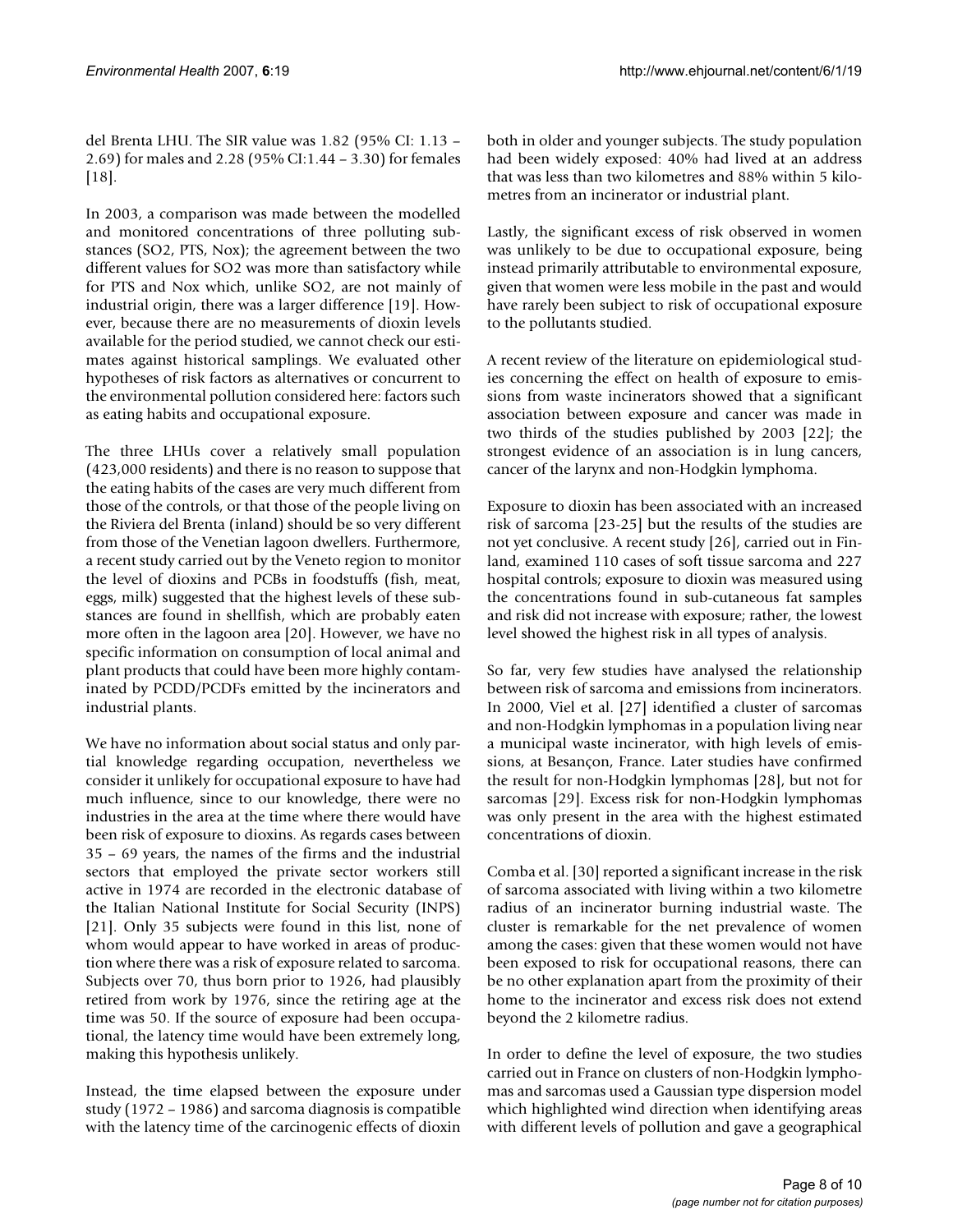del Brenta LHU. The SIR value was 1.82 (95% CI: 1.13 – 2.69) for males and 2.28 (95% CI:1.44 – 3.30) for females [18].

In 2003, a comparison was made between the modelled and monitored concentrations of three polluting substances ($SO_2$, PTS, Nox); the agreement between the two different values for $SO_2$ was more than satisfactory while for PTS and Nox which, unlike $SO_2$, are not mainly of industrial origin, there was a larger difference [19]. However, because there are no measurements of dioxin levels available for the period studied, we cannot check our estimates against historical samplings. We evaluated other hypotheses of risk factors as alternatives or concurrent to the environmental pollution considered here: factors such as eating habits and occupational exposure.

The three LHUs cover a relatively small population (423,000 residents) and there is no reason to suppose that the eating habits of the cases are very much different from those of the controls, or that those of the people living on the Riviera del Brenta (inland) should be so very different from those of the Venetian lagoon dwellers. Furthermore, a recent study carried out by the Veneto region to monitor the level of dioxins and PCBs in foodstuffs (fish, meat, eggs, milk) suggested that the highest levels of these substances are found in shellfish, which are probably eaten more often in the lagoon area [20]. However, we have no specific information on consumption of local animal and plant products that could have been more highly contaminated by PCDD/PCDFs emitted by the incinerators and industrial plants.

We have no information about social status and only partial knowledge regarding occupation, nevertheless we consider it unlikely for occupational exposure to have had much influence, since to our knowledge, there were no industries in the area at the time where there would have been risk of exposure to dioxins. As regards cases between 35 – 69 years, the names of the firms and the industrial sectors that employed the private sector workers still active in 1974 are recorded in the electronic database of the Italian National Institute for Social Security (INPS) [21]. Only 35 subjects were found in this list, none of whom would appear to have worked in areas of production where there was a risk of exposure related to sarcoma. Subjects over 70, thus born prior to 1926, had plausibly retired from work by 1976, since the retiring age at the time was 50. If the source of exposure had been occupational, the latency time would have been extremely long, making this hypothesis unlikely.

Instead, the time elapsed between the exposure under study (1972 – 1986) and sarcoma diagnosis is compatible with the latency time of the carcinogenic effects of dioxin both in older and younger subjects. The study population had been widely exposed: 40% had lived at an address that was less than two kilometres and 88% within 5 kilometres from an incinerator or industrial plant.

Lastly, the significant excess of risk observed in women was unlikely to be due to occupational exposure, being instead primarily attributable to environmental exposure, given that women were less mobile in the past and would have rarely been subject to risk of occupational exposure to the pollutants studied.

A recent review of the literature on epidemiological studies concerning the effect on health of exposure to emissions from waste incinerators showed that a significant association between exposure and cancer was made in two thirds of the studies published by 2003 [22]; the strongest evidence of an association is in lung cancers, cancer of the larynx and non-Hodgkin lymphoma.

Exposure to dioxin has been associated with an increased risk of sarcoma [23-25] but the results of the studies are not yet conclusive. A recent study [26], carried out in Finland, examined 110 cases of soft tissue sarcoma and 227 hospital controls; exposure to dioxin was measured using the concentrations found in sub-cutaneous fat samples and risk did not increase with exposure; rather, the lowest level showed the highest risk in all types of analysis.

So far, very few studies have analysed the relationship between risk of sarcoma and emissions from incinerators. In 2000, Viel et al. [27] identified a cluster of sarcomas and non-Hodgkin lymphomas in a population living near a municipal waste incinerator, with high levels of emissions, at Besançon, France. Later studies have confirmed the result for non-Hodgkin lymphomas [28], but not for sarcomas [29]. Excess risk for non-Hodgkin lymphomas was only present in the area with the highest estimated concentrations of dioxin.

Comba et al. [30] reported a significant increase in the risk of sarcoma associated with living within a two kilometre radius of an incinerator burning industrial waste. The cluster is remarkable for the net prevalence of women among the cases: given that these women would not have been exposed to risk for occupational reasons, there can be no other explanation apart from the proximity of their home to the incinerator and excess risk does not extend beyond the 2 kilometre radius.

In order to define the level of exposure, the two studies carried out in France on clusters of non-Hodgkin lymphomas and sarcomas used a Gaussian type dispersion model which highlighted wind direction when identifying areas with different levels of pollution and gave a geographical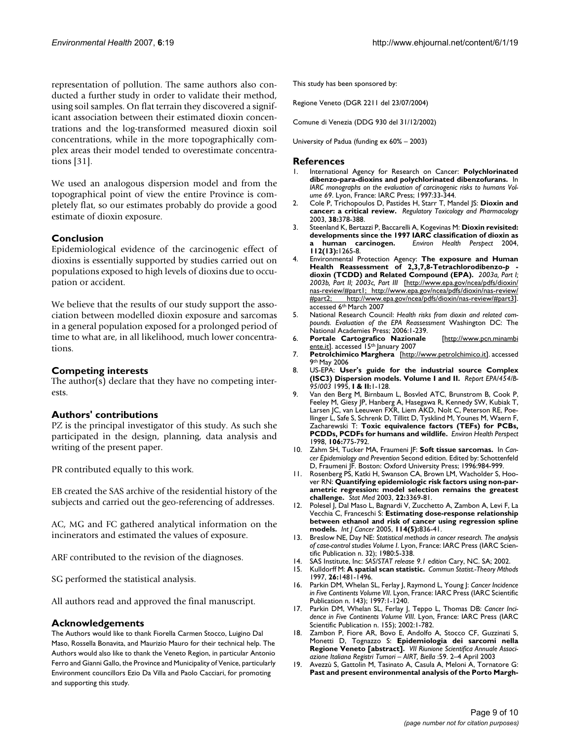representation of pollution. The same authors also conducted a further study in order to validate their method, using soil samples. On flat terrain they discovered a significant association between their estimated dioxin concentrations and the log-transformed measured dioxin soil concentrations, while in the more topographically complex areas their model tended to overestimate concentrations [31].

We used an analogous dispersion model and from the topographical point of view the entire Province is completely flat, so our estimates probably do provide a good estimate of dioxin exposure.

## Conclusion

Epidemiological evidence of the carcinogenic effect of dioxins is essentially supported by studies carried out on populations exposed to high levels of dioxins due to occupation or accident.

We believe that the results of our study support the association between modelled dioxin exposure and sarcomas in a general population exposed for a prolonged period of time to what are, in all likelihood, much lower concentrations.

## Competing interests

The author(s) declare that they have no competing interests.

## Authors' contributions

PZ is the principal investigator of this study. As such she participated in the design, planning, data analysis and writing of the present paper.

PR contributed equally to this work.

EB created the SAS archive of the residential history of the subjects and carried out the geo-referencing of addresses.

AC, MG and FC gathered analytical information on the incinerators and estimated the values of exposure.

ARF contributed to the revision of the diagnoses.

SG performed the statistical analysis.

All authors read and approved the final manuscript.

## Acknowledgements

The Authors would like to thank Fiorella Carmen Stocco, Luigino Dal Maso, Rossella Bonavita, and Maurizio Mauro for their technical help. The Authors would also like to thank the Veneto Region, in particular Antonio Ferro and Gianni Gallo, the Province and Municipality of Venice, particularly Environment councillors Ezio Da Villa and Paolo Cacciari, for promoting and supporting this study.

This study has been sponsored by:

Regione Veneto (DGR 2211 del 23/07/2004)

Comune di Venezia (DDG 930 del 31/12/2002)

University of Padua (funding ex 60% – 2003)

## References

1. International Agency for Research on Cancer: **Polychlorinated dibenzo-para-dioxins and polychlorinated dibenzofurans.** In *IARC monographs on the evaluation of carcinogenic risks to humans Volume 69*. Lyon, France: IARC Press; 1997:33-344.
2. Cole P, Trichopoulos D, Pastides H, Starr T, Mandel JS: **Dioxin and cancer: a critical review.** *Regulatory Toxicology and Pharmacology* 2003, **38:**378-388.
3. Steenland K, Bertazzi P, Baccarelli A, Kogevinas M: **Dioxin revisited: developments since the 1997 IARC classification of dioxin as a human carcinogen.** *Environ Health Perspect* 2004, **112(13):**1265-8.
4. Environmental Protection Agency: **The exposure and Human Health Reassessment of 2,3,7,8-Tetrachlorodibenzo-*p* -dioxin (TCDD) and Related Compound (EPA).** *2003a, Part I; 2003b, Part II; 2003c, Part III* [http://www.epa.gov/ncea/pdfs/dioxin/nas-review/#part1; http://www.epa.gov/ncea/pdfs/dioxin/nas-review/#part2; http://www.epa.gov/ncea/pdfs/dioxin/nas-review/#part3]. accessed 6th March 2007
5. National Research Council: *Health risks from dioxin and related compounds. Evaluation of the EPA Reassessment* Washington DC: The National Academies Press; 2006:1-239.
6. **Portale Cartografico Nazionale** [http://www.pcn.minambiente.it]. accessed 15th January 2007
7. **Petrolchimico Marghera** [http://www.petrolchimico.it]. accessed 9th May 2006
8. US-EPA: **User's guide for the industrial source Complex (ISC3) Dispersion models. Volume I and II.** *Report EPA/454/B-95/003* 1995, **I & II:**1-128.
9. Van den Berg M, Birnbaum L, Bosvled ATC, Brunstrom B, Cook P, Feeley M, Giesy JP, Hanberg A, Hasegawa R, Kennedy SW, Kubiak T, Larsen JC, van Leeuwen FXR, Liem AKD, Nolt C, Peterson RE, Poellinger L, Safe S, Schrenk D, Tillitt D, Tysklind M, Younes M, Waern F, Zacharewski T: **Toxic equivalence factors (TEFs) for PCBs, PCDDs, PCDFs for humans and wildlife.** *Environ Health Perspect* 1998, **106:**775-792.
10. Zahm SH, Tucker MA, Fraumeni JF: **Soft tissue sarcomas.** In *Cancer Epidemiology and Prevention* Second edition. Edited by: Schottenfeld D, Fraumeni JF. Boston: Oxford University Press; 1996:984-999.
11. Rosenberg PS, Katki H, Swanson CA, Brown LM, Wacholder S, Hoover RN: **Quantifying epidemiologic risk factors using non-parametric regression: model selection remains the greatest challenge.** *Stat Med* 2003, **22:**3369-81.
12. Polesel J, Dal Maso L, Bagnardi V, Zucchetto A, Zambon A, Levi F, La Vecchia C, Franceschi S: **Estimating dose-response relationship between ethanol and risk of cancer using regression spline models.** *Int J Cancer* 2005, **114(5):**836-41.
13. Breslow NE, Day NE: *Statistical methods in cancer research. The analysis of case-control studies Volume I*. Lyon, France: IARC Press (IARC Scientific Publication n. 32); 1980:5-338.
14. SAS Institute, Inc: *SAS/STAT release 9.1 edition* Cary, NC. SA; 2002.
15. Kulldorff M: **A spatial scan statistic.** *Commun Statist.-Theory Mthods* 1997, **26:**1481-1496.
16. Parkin DM, Whelan SL, Ferlay J, Raymond L, Young J: *Cancer Incidence in Five Continents Volume VII*. Lyon, France: IARC Press (IARC Scientific Publication n. 143); 1997:1-1240.
17. Parkin DM, Whelan SL, Ferlay J, Teppo L, Thomas DB: *Cancer Incidence in Five Continents Volume VIII*. Lyon, France: IARC Press (IARC Scientific Publication n. 155); 2002:1-782.
18. Zambon P, Fiore AR, Bovo E, Andolfo A, Stocco CF, Guzzinati S, Monetti D, Tognazzo S: **Epidemiologia dei sarcomi nella Regione Veneto [abstract].** *VII Riunione Scientifica Annuale Associazione Italiana Registri Tumori – AIRT, Biella* :59. 2–4 April 2003
19. Avezzù S, Gattolin M, Tasinato A, Casula A, Meloni A, Tornatore G: **Past and present environmental analysis of the Porto Margh-**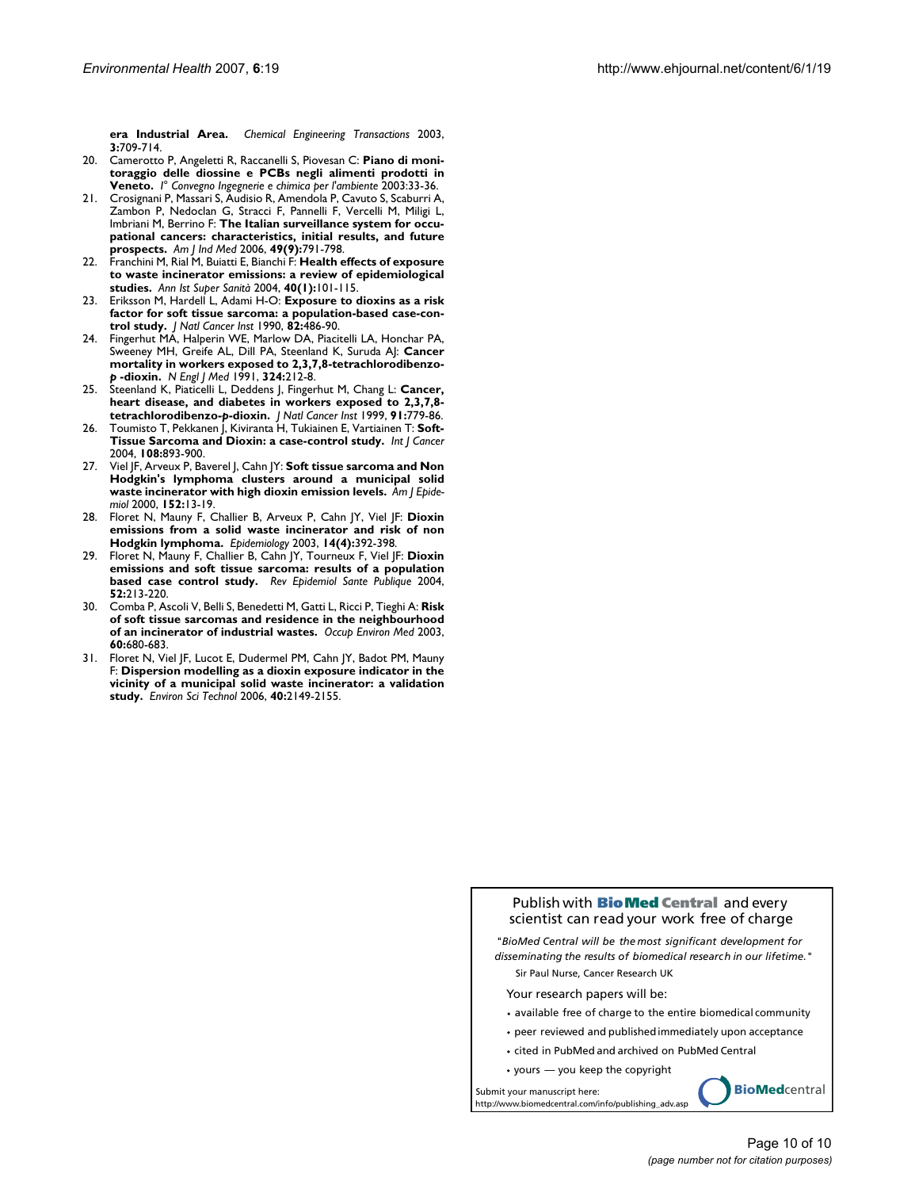**era Industrial Area.** *Chemical Engineering Transactions* 2003, **3:**709-714.

20. Camerotto P, Angeletti R, Raccanelli S, Piovesan C: **Piano di monitoraggio delle diossine e PCBs negli alimenti prodotti in Veneto.** *I° Convegno Ingegnerie e chimica per l'ambiente* 2003:33-36.
21. Crosignani P, Massari S, Audisio R, Amendola P, Cavuto S, Scaburri A, Zambon P, Nedoclan G, Stracci F, Pannelli F, Vercelli M, Miligi L, Imbriani M, Berrino F: **The Italian surveillance system for occupational cancers: characteristics, initial results, and future prospects.** *Am J Ind Med* 2006, **49(9):**791-798.
22. Franchini M, Rial M, Buiatti E, Bianchi F: **Health effects of exposure to waste incinerator emissions: a review of epidemiological studies.** *Ann Ist Super Sanità* 2004, **40(1):**101-115.
23. Eriksson M, Hardell L, Adami H-O: **Exposure to dioxins as a risk factor for soft tissue sarcoma: a population-based case-control study.** *J Natl Cancer Inst* 1990, **82:**486-90.
24. Fingerhut MA, Halperin WE, Marlow DA, Piacitelli LA, Honchar PA, Sweeney MH, Greife AL, Dill PA, Steenland K, Suruda AJ: **Cancer mortality in workers exposed to 2,3,7,8-tetrachlorodibenzo-*p* -dioxin.** *N Engl J Med* 1991, **324:**212-8.
25. Steenland K, Piaticelli L, Deddens J, Fingerhut M, Chang L: **Cancer, heart disease, and diabetes in workers exposed to 2,3,7,8-tetrachlorodibenzo-*p*-dioxin.** *J Natl Cancer Inst* 1999, **91:**779-86.
26. Toumisto T, Pekkanen J, Kiviranta H, Tukiainen E, Vartiainen T: **Soft-Tissue Sarcoma and Dioxin: a case-control study.** *Int J Cancer* 2004, **108:**893-900.
27. Viel JF, Arveux P, Baverel J, Cahn JY: **Soft tissue sarcoma and Non Hodgkin's lymphoma clusters around a municipal solid waste incinerator with high dioxin emission levels.** *Am J Epidemiol* 2000, **152:**13-19.
28. Floret N, Mauny F, Challier B, Arveux P, Cahn JY, Viel JF: **Dioxin emissions from a solid waste incinerator and risk of non Hodgkin lymphoma.** *Epidemiology* 2003, **14(4):**392-398.
29. Floret N, Mauny F, Challier B, Cahn JY, Tourneux F, Viel JF: **Dioxin emissions and soft tissue sarcoma: results of a population based case control study.** *Rev Epidemiol Sante Publique* 2004, **52:**213-220.
30. Comba P, Ascoli V, Belli S, Benedetti M, Gatti L, Ricci P, Tieghi A: **Risk of soft tissue sarcomas and residence in the neighbourhood of an incinerator of industrial wastes.** *Occup Environ Med* 2003, **60:**680-683.
31. Floret N, Viel JF, Lucot E, Dudermel PM, Cahn JY, Badot PM, Mauny F: **Dispersion modelling as a dioxin exposure indicator in the vicinity of a municipal solid waste incinerator: a validation study.** *Environ Sci Technol* 2006, **40:**2149-2155.

Publish with **BioMed Central** and every scientist can read your work free of charge

*"BioMed Central will be the most significant development for disseminating the results of biomedical research in our lifetime."*
Sir Paul Nurse, Cancer Research UK

Your research papers will be:

- available free of charge to the entire biomedical community
- peer reviewed and published immediately upon acceptance
- cited in PubMed and archived on PubMed Central
- yours — you keep the copyright

Submit your manuscript here:
http://www.biomedcentral.com/info/publishing_adv.asp

**BioMed**central